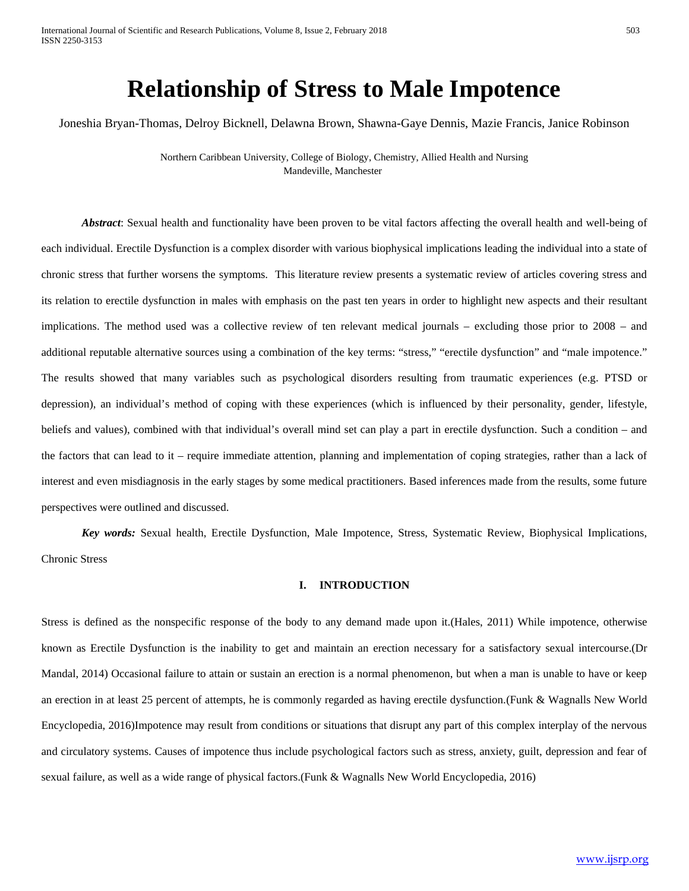# Relationship of Stress to Male Impotence

Joneshia Bryan-Thomas, Delroy Bicknell, Delawna Brown, Shawna-Gaye Dennis, Mazie Francis, Janice Robinson

Northern Caribbean University, College of Biology, Chemistry, Allied Health and Nursing
Mandeville, Manchester

***Abstract***: Sexual health and functionality have been proven to be vital factors affecting the overall health and well-being of each individual. Erectile Dysfunction is a complex disorder with various biophysical implications leading the individual into a state of chronic stress that further worsens the symptoms. This literature review presents a systematic review of articles covering stress and its relation to erectile dysfunction in males with emphasis on the past ten years in order to highlight new aspects and their resultant implications. The method used was a collective review of ten relevant medical journals – excluding those prior to 2008 – and additional reputable alternative sources using a combination of the key terms: "stress," "erectile dysfunction" and "male impotence." The results showed that many variables such as psychological disorders resulting from traumatic experiences (e.g. PTSD or depression), an individual's method of coping with these experiences (which is influenced by their personality, gender, lifestyle, beliefs and values), combined with that individual's overall mind set can play a part in erectile dysfunction. Such a condition – and the factors that can lead to it – require immediate attention, planning and implementation of coping strategies, rather than a lack of interest and even misdiagnosis in the early stages by some medical practitioners. Based inferences made from the results, some future perspectives were outlined and discussed.

***Key words:*** Sexual health, Erectile Dysfunction, Male Impotence, Stress, Systematic Review, Biophysical Implications, Chronic Stress

## I. INTRODUCTION

Stress is defined as the nonspecific response of the body to any demand made upon it.(Hales, 2011) While impotence, otherwise known as Erectile Dysfunction is the inability to get and maintain an erection necessary for a satisfactory sexual intercourse.(Dr Mandal, 2014) Occasional failure to attain or sustain an erection is a normal phenomenon, but when a man is unable to have or keep an erection in at least 25 percent of attempts, he is commonly regarded as having erectile dysfunction.(Funk & Wagnalls New World Encyclopedia, 2016)Impotence may result from conditions or situations that disrupt any part of this complex interplay of the nervous and circulatory systems. Causes of impotence thus include psychological factors such as stress, anxiety, guilt, depression and fear of sexual failure, as well as a wide range of physical factors.(Funk & Wagnalls New World Encyclopedia, 2016)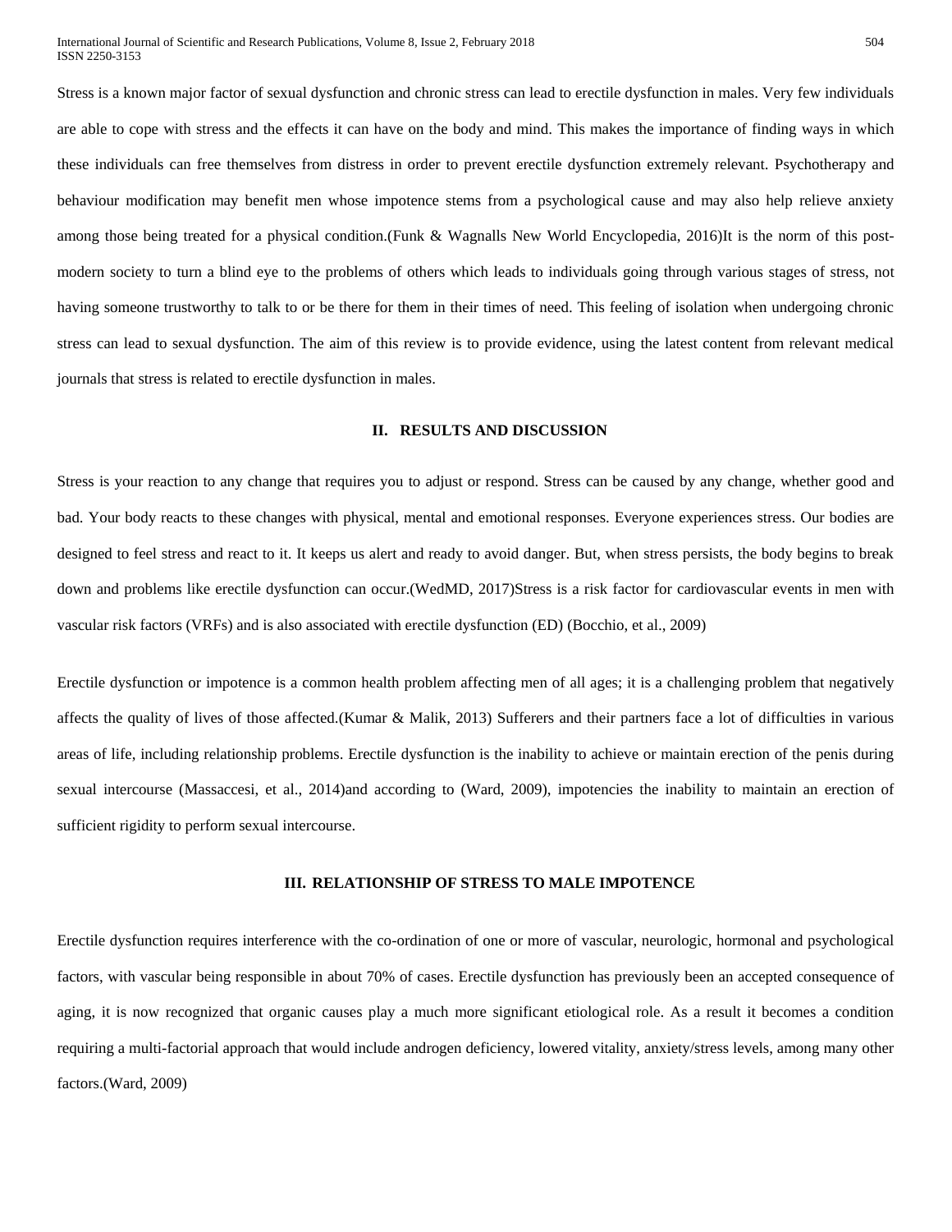Stress is a known major factor of sexual dysfunction and chronic stress can lead to erectile dysfunction in males. Very few individuals are able to cope with stress and the effects it can have on the body and mind. This makes the importance of finding ways in which these individuals can free themselves from distress in order to prevent erectile dysfunction extremely relevant. Psychotherapy and behaviour modification may benefit men whose impotence stems from a psychological cause and may also help relieve anxiety among those being treated for a physical condition.(Funk & Wagnalls New World Encyclopedia, 2016)It is the norm of this post-modern society to turn a blind eye to the problems of others which leads to individuals going through various stages of stress, not having someone trustworthy to talk to or be there for them in their times of need. This feeling of isolation when undergoing chronic stress can lead to sexual dysfunction. The aim of this review is to provide evidence, using the latest content from relevant medical journals that stress is related to erectile dysfunction in males.

## II. RESULTS AND DISCUSSION

Stress is your reaction to any change that requires you to adjust or respond. Stress can be caused by any change, whether good and bad. Your body reacts to these changes with physical, mental and emotional responses. Everyone experiences stress. Our bodies are designed to feel stress and react to it. It keeps us alert and ready to avoid danger. But, when stress persists, the body begins to break down and problems like erectile dysfunction can occur.(WedMD, 2017)Stress is a risk factor for cardiovascular events in men with vascular risk factors (VRFs) and is also associated with erectile dysfunction (ED) (Bocchio, et al., 2009)

Erectile dysfunction or impotence is a common health problem affecting men of all ages; it is a challenging problem that negatively affects the quality of lives of those affected.(Kumar & Malik, 2013) Sufferers and their partners face a lot of difficulties in various areas of life, including relationship problems. Erectile dysfunction is the inability to achieve or maintain erection of the penis during sexual intercourse (Massaccesi, et al., 2014)and according to (Ward, 2009), impotencies the inability to maintain an erection of sufficient rigidity to perform sexual intercourse.

## III. RELATIONSHIP OF STRESS TO MALE IMPOTENCE

Erectile dysfunction requires interference with the co-ordination of one or more of vascular, neurologic, hormonal and psychological factors, with vascular being responsible in about 70% of cases. Erectile dysfunction has previously been an accepted consequence of aging, it is now recognized that organic causes play a much more significant etiological role. As a result it becomes a condition requiring a multi-factorial approach that would include androgen deficiency, lowered vitality, anxiety/stress levels, among many other factors.(Ward, 2009)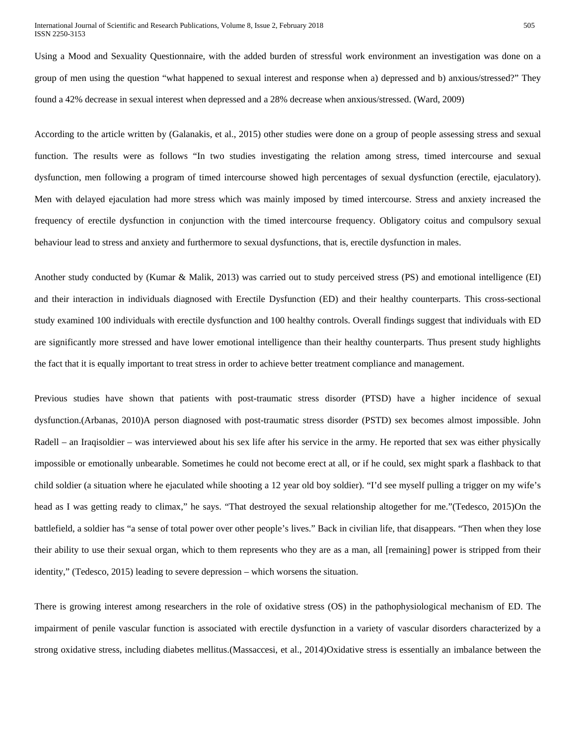Using a Mood and Sexuality Questionnaire, with the added burden of stressful work environment an investigation was done on a group of men using the question "what happened to sexual interest and response when a) depressed and b) anxious/stressed?" They found a 42% decrease in sexual interest when depressed and a 28% decrease when anxious/stressed. (Ward, 2009)

According to the article written by (Galanakis, et al., 2015) other studies were done on a group of people assessing stress and sexual function. The results were as follows "In two studies investigating the relation among stress, timed intercourse and sexual dysfunction, men following a program of timed intercourse showed high percentages of sexual dysfunction (erectile, ejaculatory). Men with delayed ejaculation had more stress which was mainly imposed by timed intercourse. Stress and anxiety increased the frequency of erectile dysfunction in conjunction with the timed intercourse frequency. Obligatory coitus and compulsory sexual behaviour lead to stress and anxiety and furthermore to sexual dysfunctions, that is, erectile dysfunction in males.

Another study conducted by (Kumar & Malik, 2013) was carried out to study perceived stress (PS) and emotional intelligence (EI) and their interaction in individuals diagnosed with Erectile Dysfunction (ED) and their healthy counterparts. This cross-sectional study examined 100 individuals with erectile dysfunction and 100 healthy controls. Overall findings suggest that individuals with ED are significantly more stressed and have lower emotional intelligence than their healthy counterparts. Thus present study highlights the fact that it is equally important to treat stress in order to achieve better treatment compliance and management.

Previous studies have shown that patients with post-traumatic stress disorder (PTSD) have a higher incidence of sexual dysfunction.(Arbanas, 2010)A person diagnosed with post-traumatic stress disorder (PSTD) sex becomes almost impossible. John Radell – an Iraqisoldier – was interviewed about his sex life after his service in the army. He reported that sex was either physically impossible or emotionally unbearable. Sometimes he could not become erect at all, or if he could, sex might spark a flashback to that child soldier (a situation where he ejaculated while shooting a 12 year old boy soldier). "I'd see myself pulling a trigger on my wife's head as I was getting ready to climax," he says. "That destroyed the sexual relationship altogether for me."(Tedesco, 2015)On the battlefield, a soldier has "a sense of total power over other people's lives." Back in civilian life, that disappears. "Then when they lose their ability to use their sexual organ, which to them represents who they are as a man, all [remaining] power is stripped from their identity," (Tedesco, 2015) leading to severe depression – which worsens the situation.

There is growing interest among researchers in the role of oxidative stress (OS) in the pathophysiological mechanism of ED. The impairment of penile vascular function is associated with erectile dysfunction in a variety of vascular disorders characterized by a strong oxidative stress, including diabetes mellitus.(Massaccesi, et al., 2014)Oxidative stress is essentially an imbalance between the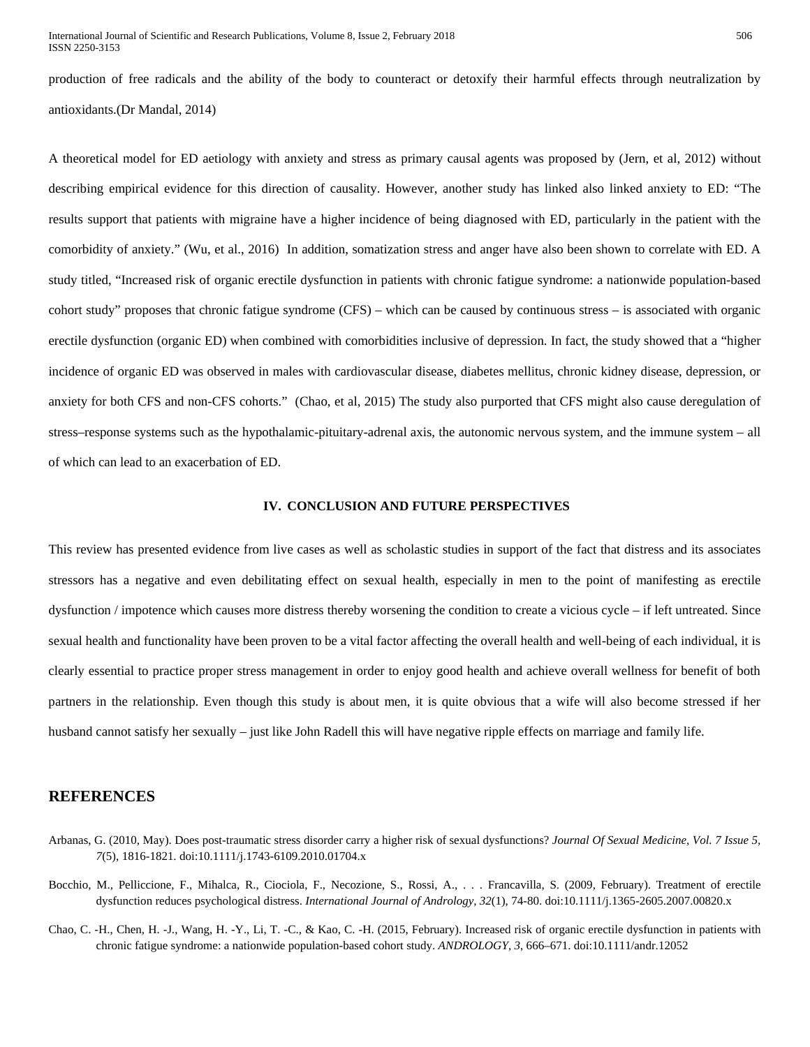production of free radicals and the ability of the body to counteract or detoxify their harmful effects through neutralization by antioxidants.(Dr Mandal, 2014)

A theoretical model for ED aetiology with anxiety and stress as primary causal agents was proposed by (Jern, et al, 2012) without describing empirical evidence for this direction of causality. However, another study has linked also linked anxiety to ED: "The results support that patients with migraine have a higher incidence of being diagnosed with ED, particularly in the patient with the comorbidity of anxiety." (Wu, et al., 2016) In addition, somatization stress and anger have also been shown to correlate with ED. A study titled, "Increased risk of organic erectile dysfunction in patients with chronic fatigue syndrome: a nationwide population-based cohort study" proposes that chronic fatigue syndrome (CFS) – which can be caused by continuous stress – is associated with organic erectile dysfunction (organic ED) when combined with comorbidities inclusive of depression. In fact, the study showed that a "higher incidence of organic ED was observed in males with cardiovascular disease, diabetes mellitus, chronic kidney disease, depression, or anxiety for both CFS and non-CFS cohorts." (Chao, et al, 2015) The study also purported that CFS might also cause deregulation of stress–response systems such as the hypothalamic-pituitary-adrenal axis, the autonomic nervous system, and the immune system – all of which can lead to an exacerbation of ED.

## IV. CONCLUSION AND FUTURE PERSPECTIVES

This review has presented evidence from live cases as well as scholastic studies in support of the fact that distress and its associates stressors has a negative and even debilitating effect on sexual health, especially in men to the point of manifesting as erectile dysfunction / impotence which causes more distress thereby worsening the condition to create a vicious cycle – if left untreated. Since sexual health and functionality have been proven to be a vital factor affecting the overall health and well-being of each individual, it is clearly essential to practice proper stress management in order to enjoy good health and achieve overall wellness for benefit of both partners in the relationship. Even though this study is about men, it is quite obvious that a wife will also become stressed if her husband cannot satisfy her sexually – just like John Radell this will have negative ripple effects on marriage and family life.

## REFERENCES

Arbanas, G. (2010, May). Does post-traumatic stress disorder carry a higher risk of sexual dysfunctions? *Journal Of Sexual Medicine, Vol. 7 Issue 5, 7*(5), 1816-1821. doi:10.1111/j.1743-6109.2010.01704.x

Bocchio, M., Pelliccione, F., Mihalca, R., Ciociola, F., Necozione, S., Rossi, A., . . . Francavilla, S. (2009, February). Treatment of erectile dysfunction reduces psychological distress. *International Journal of Andrology, 32*(1), 74-80. doi:10.1111/j.1365-2605.2007.00820.x

Chao, C. -H., Chen, H. -J., Wang, H. -Y., Li, T. -C., & Kao, C. -H. (2015, February). Increased risk of organic erectile dysfunction in patients with chronic fatigue syndrome: a nationwide population-based cohort study. *ANDROLOGY, 3*, 666–671. doi:10.1111/andr.12052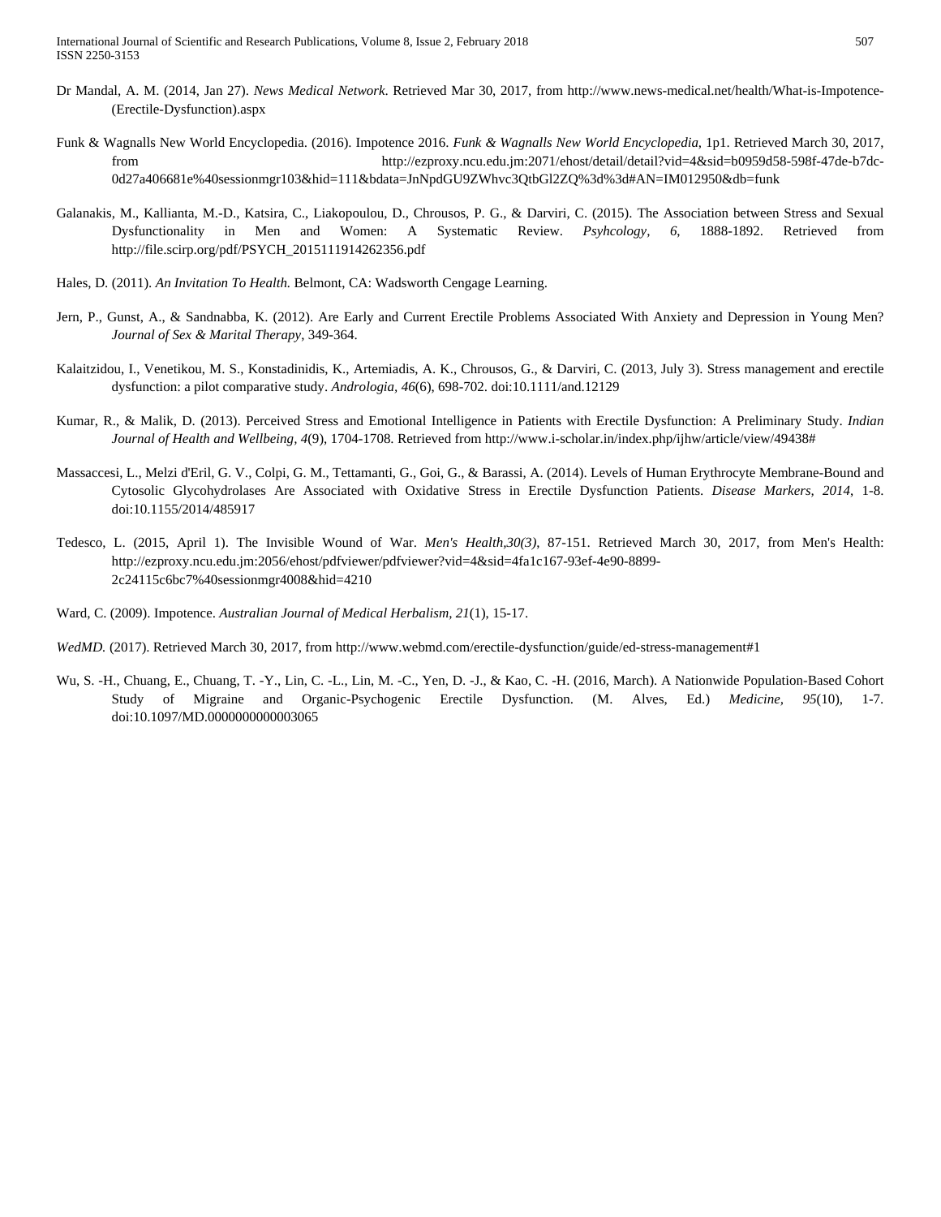Dr Mandal, A. M. (2014, Jan 27). *News Medical Network*. Retrieved Mar 30, 2017, from http://www.news-medical.net/health/What-is-Impotence-(Erectile-Dysfunction).aspx

Funk & Wagnalls New World Encyclopedia. (2016). Impotence 2016. *Funk & Wagnalls New World Encyclopedia*, 1p1. Retrieved March 30, 2017, from http://ezproxy.ncu.edu.jm:2071/ehost/detail/detail?vid=4&sid=b0959d58-598f-47de-b7dc-0d27a406681e%40sessionmgr103&hid=111&bdata=JnNpdGU9ZWhvc3QtbGl2ZQ%3d%3d#AN=IM012950&db=funk

Galanakis, M., Kallianta, M.-D., Katsira, C., Liakopoulou, D., Chrousos, P. G., & Darviri, C. (2015). The Association between Stress and Sexual Dysfunctionality in Men and Women: A Systematic Review. *Psyhcology, 6*, 1888-1892. Retrieved from http://file.scirp.org/pdf/PSYCH_2015111914262356.pdf

Hales, D. (2011). *An Invitation To Health.* Belmont, CA: Wadsworth Cengage Learning.

Jern, P., Gunst, A., & Sandnabba, K. (2012). Are Early and Current Erectile Problems Associated With Anxiety and Depression in Young Men? *Journal of Sex & Marital Therapy*, 349-364.

Kalaitzidou, I., Venetikou, M. S., Konstadinidis, K., Artemiadis, A. K., Chrousos, G., & Darviri, C. (2013, July 3). Stress management and erectile dysfunction: a pilot comparative study. *Andrologia, 46*(6), 698-702. doi:10.1111/and.12129

Kumar, R., & Malik, D. (2013). Perceived Stress and Emotional Intelligence in Patients with Erectile Dysfunction: A Preliminary Study. *Indian Journal of Health and Wellbeing, 4*(9), 1704-1708. Retrieved from http://www.i-scholar.in/index.php/ijhw/article/view/49438#

Massaccesi, L., Melzi d'Eril, G. V., Colpi, G. M., Tettamanti, G., Goi, G., & Barassi, A. (2014). Levels of Human Erythrocyte Membrane-Bound and Cytosolic Glycohydrolases Are Associated with Oxidative Stress in Erectile Dysfunction Patients. *Disease Markers, 2014*, 1-8. doi:10.1155/2014/485917

Tedesco, L. (2015, April 1). The Invisible Wound of War. *Men's Health,30(3)*, 87-151. Retrieved March 30, 2017, from Men's Health: http://ezproxy.ncu.edu.jm:2056/ehost/pdfviewer/pdfviewer?vid=4&sid=4fa1c167-93ef-4e90-8899-2c24115c6bc7%40sessionmgr4008&hid=4210

Ward, C. (2009). Impotence. *Australian Journal of Medical Herbalism, 21*(1), 15-17.

*WedMD.* (2017). Retrieved March 30, 2017, from http://www.webmd.com/erectile-dysfunction/guide/ed-stress-management#1

Wu, S. -H., Chuang, E., Chuang, T. -Y., Lin, C. -L., Lin, M. -C., Yen, D. -J., & Kao, C. -H. (2016, March). A Nationwide Population-Based Cohort Study of Migraine and Organic-Psychogenic Erectile Dysfunction. (M. Alves, Ed.) *Medicine, 95*(10), 1-7. doi:10.1097/MD.0000000000003065